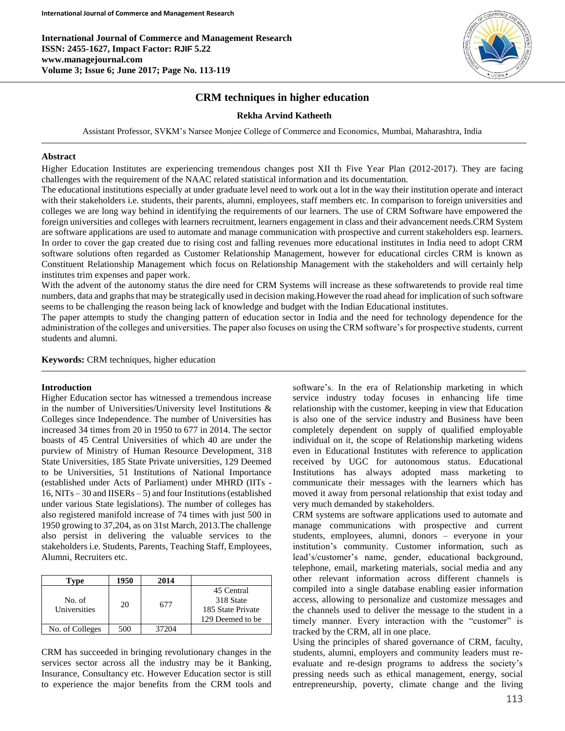# CRM techniques in higher education

**Rekha Arvind Katheeth**

Assistant Professor, SVKM's Narsee Monjee College of Commerce and Economics, Mumbai, Maharashtra, India

## Abstract

Higher Education Institutes are experiencing tremendous changes post XII th Five Year Plan (2012-2017). They are facing challenges with the requirement of the NAAC related statistical information and its documentation.

The educational institutions especially at under graduate level need to work out a lot in the way their institution operate and interact with their stakeholders i.e. students, their parents, alumni, employees, staff members etc. In comparison to foreign universities and colleges we are long way behind in identifying the requirements of our learners. The use of CRM Software have empowered the foreign universities and colleges with learners recruitment, learners engagement in class and their advancement needs.CRM System are software applications are used to automate and manage communication with prospective and current stakeholders esp. learners. In order to cover the gap created due to rising cost and falling revenues more educational institutes in India need to adopt CRM software solutions often regarded as Customer Relationship Management, however for educational circles CRM is known as Constituent Relationship Management which focus on Relationship Management with the stakeholders and will certainly help institutes trim expenses and paper work.

With the advent of the autonomy status the dire need for CRM Systems will increase as these softwaretends to provide real time numbers, data and graphs that may be strategically used in decision making.However the road ahead for implication of such software seems to be challenging the reason being lack of knowledge and budget with the Indian Educational institutes.

The paper attempts to study the changing pattern of education sector in India and the need for technology dependence for the administration of the colleges and universities. The paper also focuses on using the CRM software's for prospective students, current students and alumni.

**Keywords:** CRM techniques, higher education

## Introduction

Higher Education sector has witnessed a tremendous increase in the number of Universities/University level Institutions & Colleges since Independence. The number of Universities has increased 34 times from 20 in 1950 to 677 in 2014. The sector boasts of 45 Central Universities of which 40 are under the purview of Ministry of Human Resource Development, 318 State Universities, 185 State Private universities, 129 Deemed to be Universities, 51 Institutions of National Importance (established under Acts of Parliament) under MHRD (IITs - 16, NITs – 30 and IISERs – 5) and four Institutions (established under various State legislations). The number of colleges has also registered manifold increase of 74 times with just 500 in 1950 growing to 37,204, as on 31st March, 2013.The challenge also persist in delivering the valuable services to the stakeholders i.e. Students, Parents, Teaching Staff, Employees, Alumni, Recruiters etc.

| Type | 1950 | 2014 | |
|---|---|---|---|
| No. of Universities | 20 | 677 | 45 Central<br>318 State<br>185 State Private<br>129 Deemed to be |
| No. of Colleges | 500 | 37204 | |

CRM has succeeded in bringing revolutionary changes in the services sector across all the industry may be it Banking, Insurance, Consultancy etc. However Education sector is still to experience the major benefits from the CRM tools and software's. In the era of Relationship marketing in which service industry today focuses in enhancing life time relationship with the customer, keeping in view that Education is also one of the service industry and Business have been completely dependent on supply of qualified employable individual on it, the scope of Relationship marketing widens even in Educational Institutes with reference to application received by UGC for autonomous status. Educational Institutions has always adopted mass marketing to communicate their messages with the learners which has moved it away from personal relationship that exist today and very much demanded by stakeholders.

CRM systems are software applications used to automate and manage communications with prospective and current students, employees, alumni, donors – everyone in your institution's community. Customer information, such as lead's/customer's name, gender, educational background, telephone, email, marketing materials, social media and any other relevant information across different channels is compiled into a single database enabling easier information access, allowing to personalize and customize messages and the channels used to deliver the message to the student in a timely manner. Every interaction with the "customer" is tracked by the CRM, all in one place.

Using the principles of shared governance of CRM, faculty, students, alumni, employers and community leaders must re-evaluate and re-design programs to address the society's pressing needs such as ethical management, energy, social entrepreneurship, poverty, climate change and the living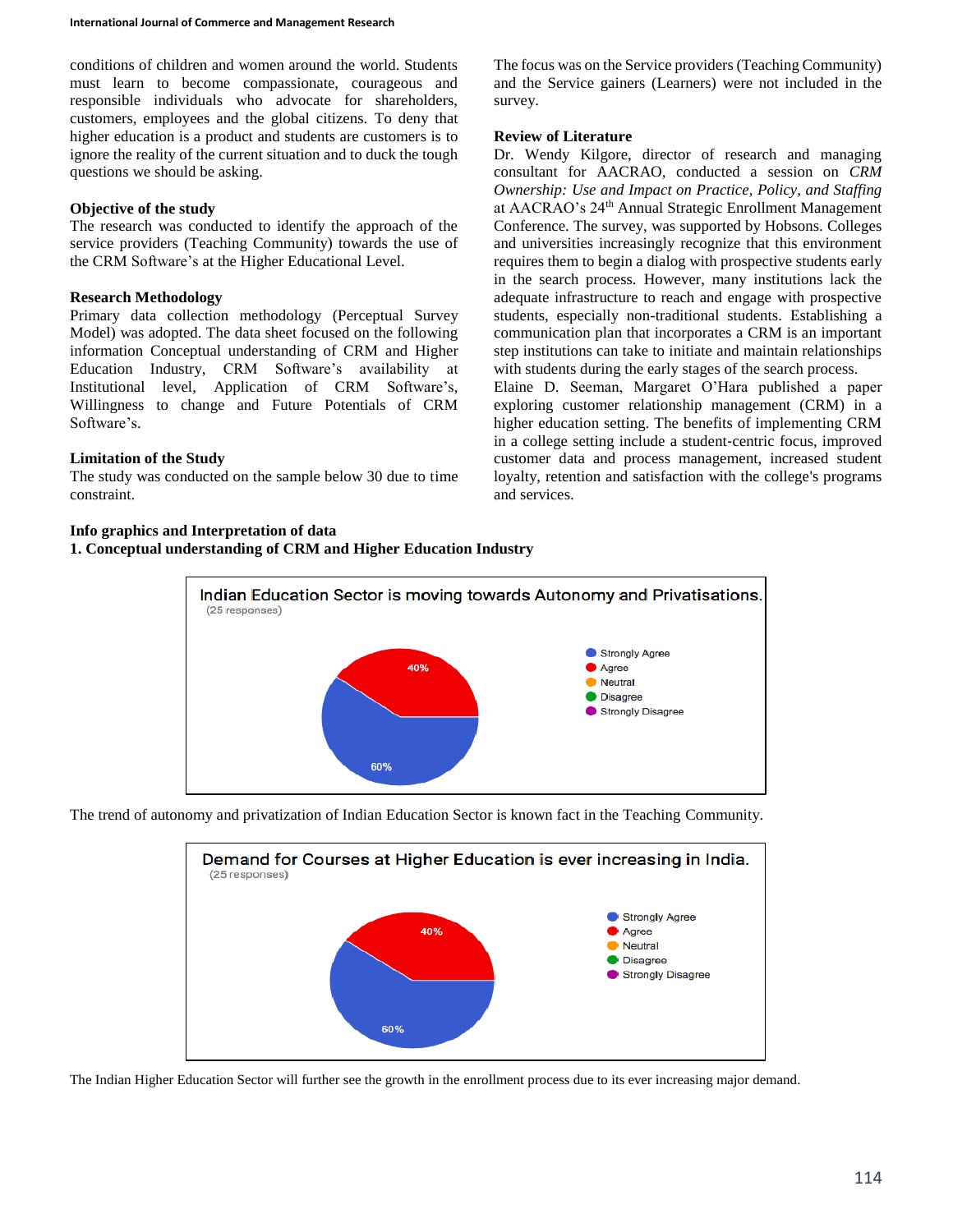conditions of children and women around the world. Students must learn to become compassionate, courageous and responsible individuals who advocate for shareholders, customers, employees and the global citizens. To deny that higher education is a product and students are customers is to ignore the reality of the current situation and to duck the tough questions we should be asking.

**Objective of the study**

The research was conducted to identify the approach of the service providers (Teaching Community) towards the use of the CRM Software's at the Higher Educational Level.

**Research Methodology**

Primary data collection methodology (Perceptual Survey Model) was adopted. The data sheet focused on the following information Conceptual understanding of CRM and Higher Education Industry, CRM Software's availability at Institutional level, Application of CRM Software's, Willingness to change and Future Potentials of CRM Software's.

**Limitation of the Study**

The study was conducted on the sample below 30 due to time constraint.

The focus was on the Service providers (Teaching Community) and the Service gainers (Learners) were not included in the survey.

**Review of Literature**

Dr. Wendy Kilgore, director of research and managing consultant for AACRAO, conducted a session on *CRM Ownership: Use and Impact on Practice, Policy, and Staffing* at AACRAO's 24th Annual Strategic Enrollment Management Conference. The survey, was supported by Hobsons. Colleges and universities increasingly recognize that this environment requires them to begin a dialog with prospective students early in the search process. However, many institutions lack the adequate infrastructure to reach and engage with prospective students, especially non-traditional students. Establishing a communication plan that incorporates a CRM is an important step institutions can take to initiate and maintain relationships with students during the early stages of the search process.

Elaine D. Seeman, Margaret O'Hara published a paper exploring customer relationship management (CRM) in a higher education setting. The benefits of implementing CRM in a college setting include a student-centric focus, improved customer data and process management, increased student loyalty, retention and satisfaction with the college's programs and services.

**Info graphics and Interpretation of data**

**1. Conceptual understanding of CRM and Higher Education Industry**

Indian Education Sector is moving towards Autonomy and Privatisations.
(25 responses)

Strongly Agree: 60%; Agree: 40%; Neutral; Disagree; Strongly Disagree

The trend of autonomy and privatization of Indian Education Sector is known fact in the Teaching Community.

Demand for Courses at Higher Education is ever increasing in India.
(25 responses)

Strongly Agree: 60%; Agree: 40%; Neutral; Disagree; Strongly Disagree

The Indian Higher Education Sector will further see the growth in the enrollment process due to its ever increasing major demand.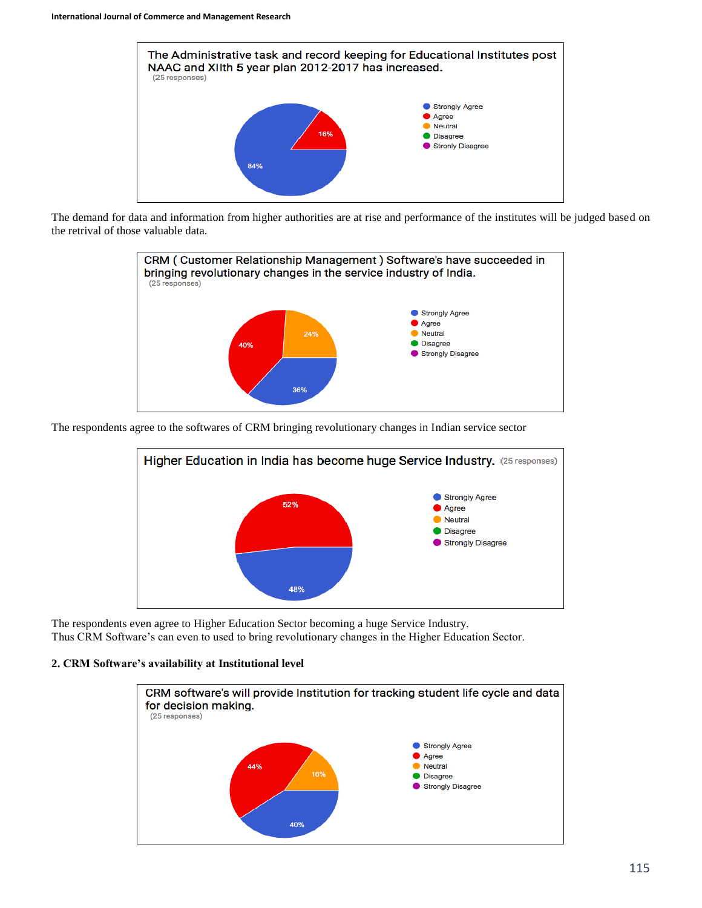The Administrative task and record keeping for Educational Institutes post NAAC and XIIth 5 year plan 2012-2017 has increased.
(25 responses)

- Strongly Agree: 84%
- Agree: 16%
- Neutral
- Disagree
- Stronly Disagree

The demand for data and information from higher authorities are at rise and performance of the institutes will be judged based on the retrival of those valuable data.

CRM ( Customer Relationship Management ) Software's have succeeded in bringing revolutionary changes in the service industry of India.
(25 responses)

- Strongly Agree: 36%
- Agree: 40%
- Neutral: 24%
- Disagree
- Strongly Disagree

The respondents agree to the softwares of CRM bringing revolutionary changes in Indian service sector

Higher Education in India has become huge Service Industry. (25 responses)

- Strongly Agree: 48%
- Agree: 52%
- Neutral
- Disagree
- Strongly Disagree

The respondents even agree to Higher Education Sector becoming a huge Service Industry.
Thus CRM Software's can even to used to bring revolutionary changes in the Higher Education Sector.

**2. CRM Software's availability at Institutional level**

CRM software's will provide Institution for tracking student life cycle and data for decision making.
(25 responses)

- Strongly Agree: 40%
- Agree: 44%
- Neutral: 16%
- Disagree
- Strongly Disagree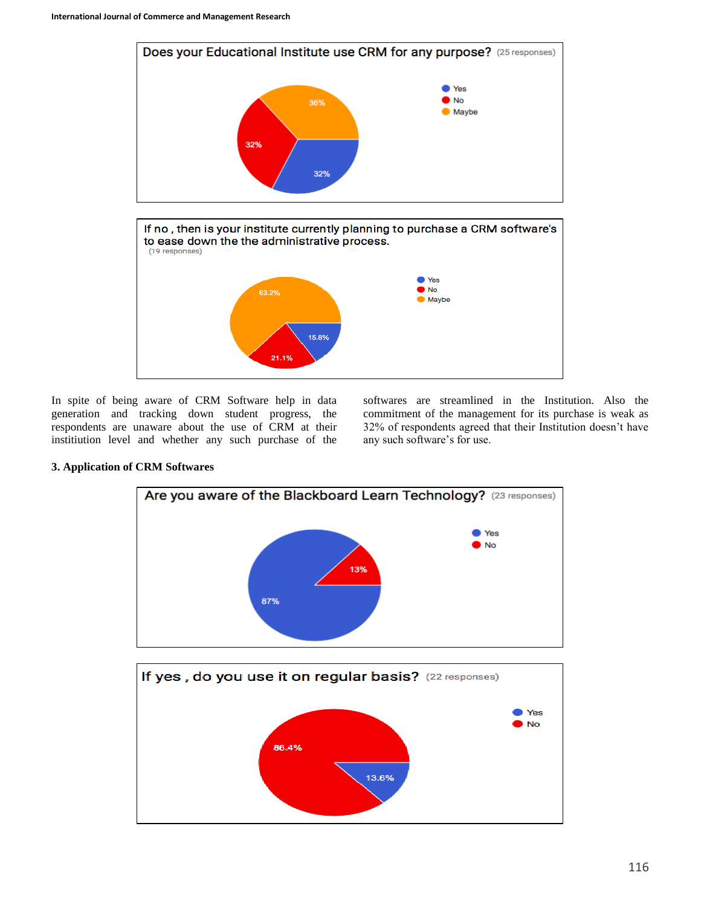Does your Educational Institute use CRM for any purpose? (25 responses)

- Yes: 32%
- No: 32%
- Maybe: 36%

If no , then is your institute currently planning to purchase a CRM software's to ease down the the administrative process. (19 responses)

- Yes: 15.8%
- No: 21.1%
- Maybe: 63.2%

In spite of being aware of CRM Software help in data generation and tracking down student progress, the respondents are unaware about the use of CRM at their institiution level and whether any such purchase of the softwares are streamlined in the Institution. Also the commitment of the management for its purchase is weak as 32% of respondents agreed that their Institution doesn't have any such software's for use.

**3. Application of CRM Softwares**

Are you aware of the Blackboard Learn Technology? (23 responses)

- Yes: 87%
- No: 13%

If yes , do you use it on regular basis? (22 responses)

- Yes: 13.6%
- No: 86.4%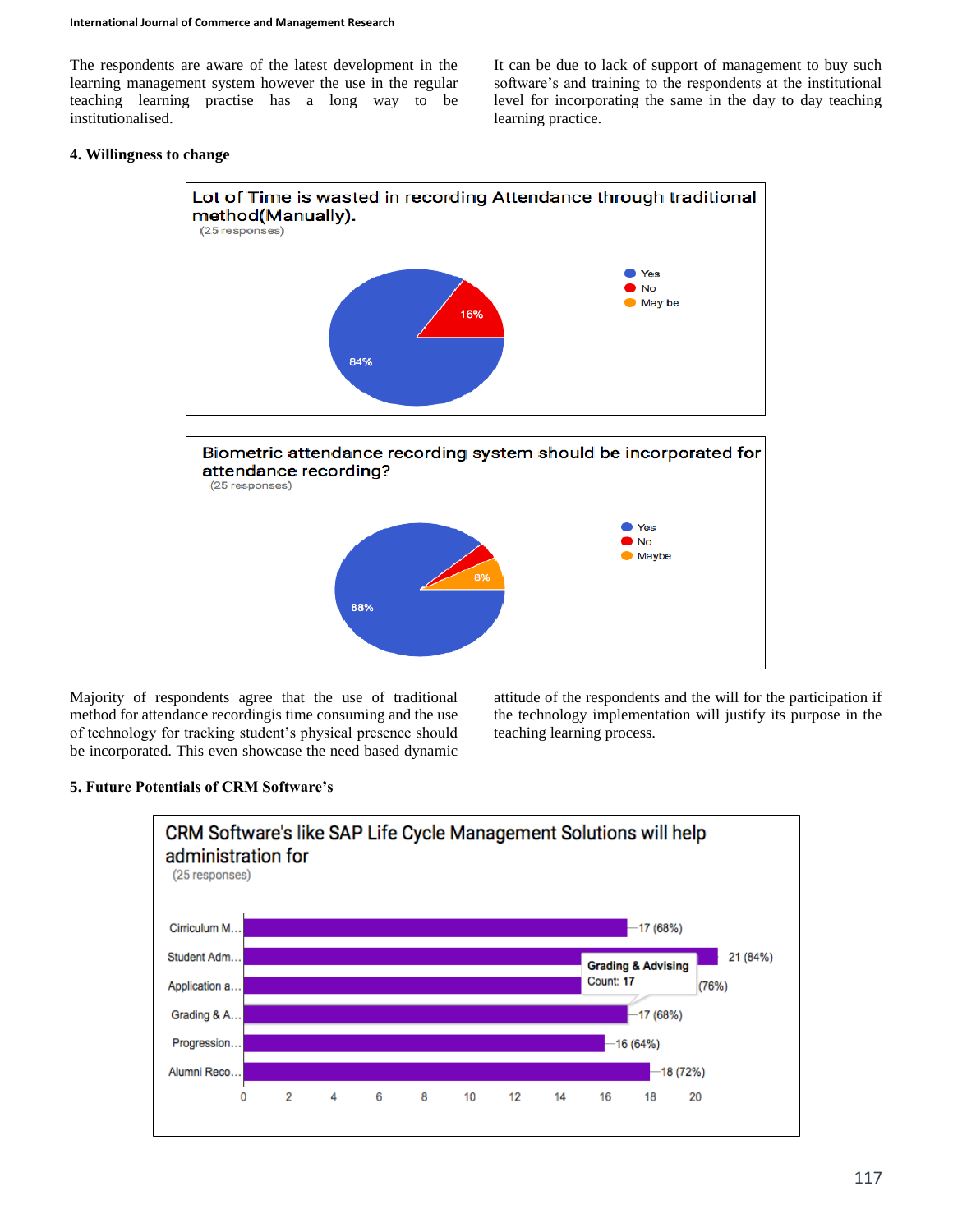The respondents are aware of the latest development in the learning management system however the use in the regular teaching learning practice has a long way to be institutionalised. It can be due to lack of support of management to buy such software's and training to the respondents at the institutional level for incorporating the same in the day to day teaching learning practice.

### 4. Willingness to change

**Lot of Time is wasted in recording Attendance through traditional method(Manually).**
(25 responses)

| Response | Percentage |
|---|---|
| Yes | 84% |
| No | 16% |
| May be | |

**Biometric attendance recording system should be incorporated for attendance recording?**
(25 responses)

| Response | Percentage |
|---|---|
| Yes | 88% |
| No | |
| Maybe | 8% |

Majority of respondents agree that the use of traditional method for attendance recordingis time consuming and the use of technology for tracking student's physical presence should be incorporated. This even showcase the need based dynamic attitude of the respondents and the will for the participation if the technology implementation will justify its purpose in the teaching learning process.

### 5. Future Potentials of CRM Software's

**CRM Software's like SAP Life Cycle Management Solutions will help administration for**
(25 responses)

| Area | Count (%) |
|---|---|
| Cirriculum M... | 17 (68%) |
| Student Adm... | 21 (84%) |
| Application a... | (76%) |
| Grading & A... | 17 (68%) |
| Progression... | 16 (64%) |
| Alumni Reco... | 18 (72%) |

Grading & Advising
Count: 17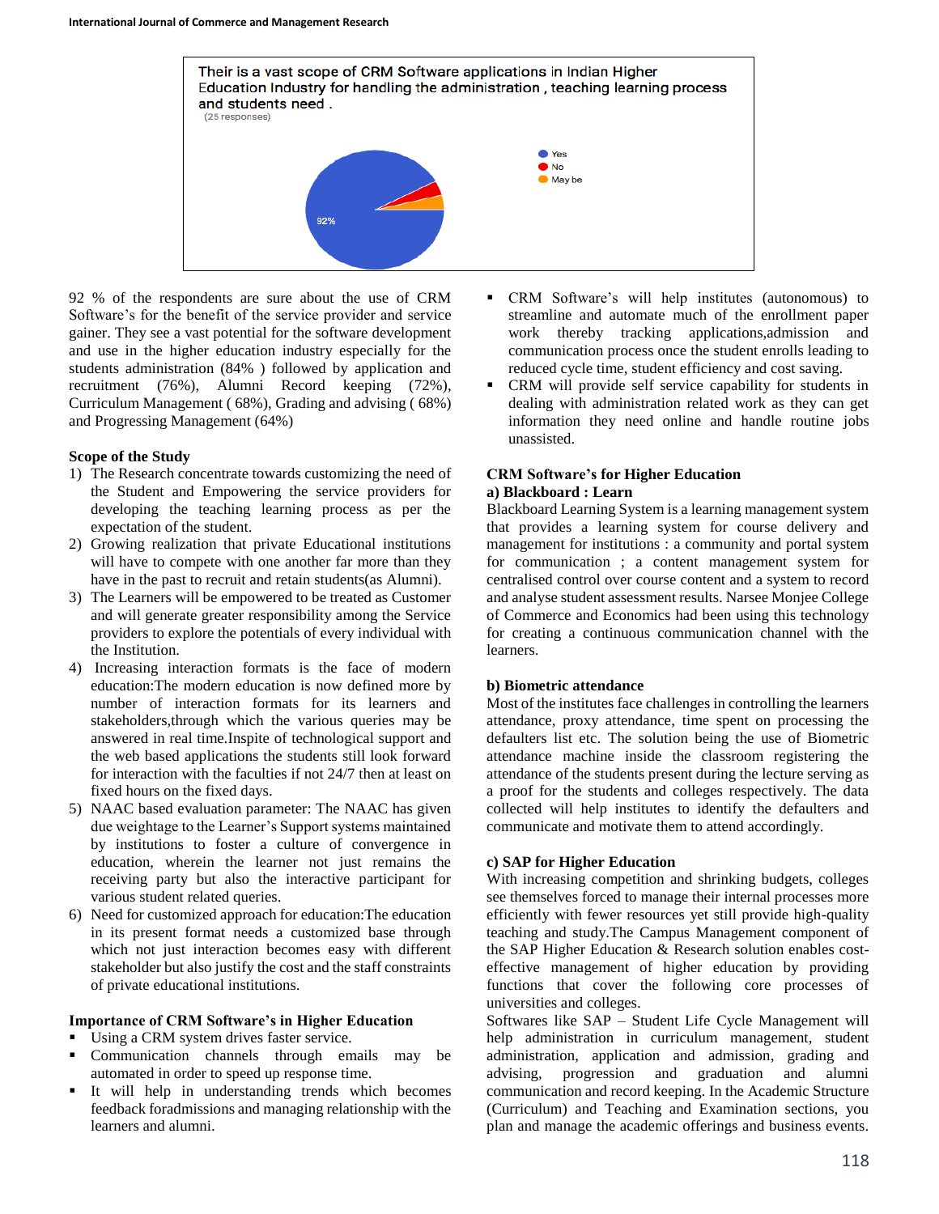Their is a vast scope of CRM Software applications in Indian Higher Education Industry for handling the administration , teaching learning process and students need .
(25 responses)

- Yes
- No
- May be

92%

92 % of the respondents are sure about the use of CRM Software's for the benefit of the service provider and service gainer. They see a vast potential for the software development and use in the higher education industry especially for the students administration (84% ) followed by application and recruitment (76%), Alumni Record keeping (72%), Curriculum Management ( 68%), Grading and advising ( 68%) and Progressing Management (64%)

### Scope of the Study

1) The Research concentrate towards customizing the need of the Student and Empowering the service providers for developing the teaching learning process as per the expectation of the student.
2) Growing realization that private Educational institutions will have to compete with one another far more than they have in the past to recruit and retain students(as Alumni).
3) The Learners will be empowered to be treated as Customer and will generate greater responsibility among the Service providers to explore the potentials of every individual with the Institution.
4) Increasing interaction formats is the face of modern education:The modern education is now defined more by number of interaction formats for its learners and stakeholders,through which the various queries may be answered in real time.Inspite of technological support and the web based applications the students still look forward for interaction with the faculties if not 24/7 then at least on fixed hours on the fixed days.
5) NAAC based evaluation parameter: The NAAC has given due weightage to the Learner's Support systems maintained by institutions to foster a culture of convergence in education, wherein the learner not just remains the receiving party but also the interactive participant for various student related queries.
6) Need for customized approach for education:The education in its present format needs a customized base through which not just interaction becomes easy with different stakeholder but also justify the cost and the staff constraints of private educational institutions.

### Importance of CRM Software's in Higher Education

- Using a CRM system drives faster service.
- Communication channels through emails may be automated in order to speed up response time.
- It will help in understanding trends which becomes feedback foradmissions and managing relationship with the learners and alumni.
- CRM Software's will help institutes (autonomous) to streamline and automate much of the enrollment paper work thereby tracking applications,admission and communication process once the student enrolls leading to reduced cycle time, student efficiency and cost saving.
- CRM will provide self service capability for students in dealing with administration related work as they can get information they need online and handle routine jobs unassisted.

### CRM Software's for Higher Education

#### a) Blackboard : Learn

Blackboard Learning System is a learning management system that provides a learning system for course delivery and management for institutions : a community and portal system for communication ; a content management system for centralised control over course content and a system to record and analyse student assessment results. Narsee Monjee College of Commerce and Economics had been using this technology for creating a continuous communication channel with the learners.

#### b) Biometric attendance

Most of the institutes face challenges in controlling the learners attendance, proxy attendance, time spent on processing the defaulters list etc. The solution being the use of Biometric attendance machine inside the classroom registering the attendance of the students present during the lecture serving as a proof for the students and colleges respectively. The data collected will help institutes to identify the defaulters and communicate and motivate them to attend accordingly.

#### c) SAP for Higher Education

With increasing competition and shrinking budgets, colleges see themselves forced to manage their internal processes more efficiently with fewer resources yet still provide high-quality teaching and study.The Campus Management component of the SAP Higher Education & Research solution enables cost-effective management of higher education by providing functions that cover the following core processes of universities and colleges.

Softwares like SAP – Student Life Cycle Management will help administration in curriculum management, student administration, application and admission, grading and advising, progression and graduation and alumni communication and record keeping. In the Academic Structure (Curriculum) and Teaching and Examination sections, you plan and manage the academic offerings and business events.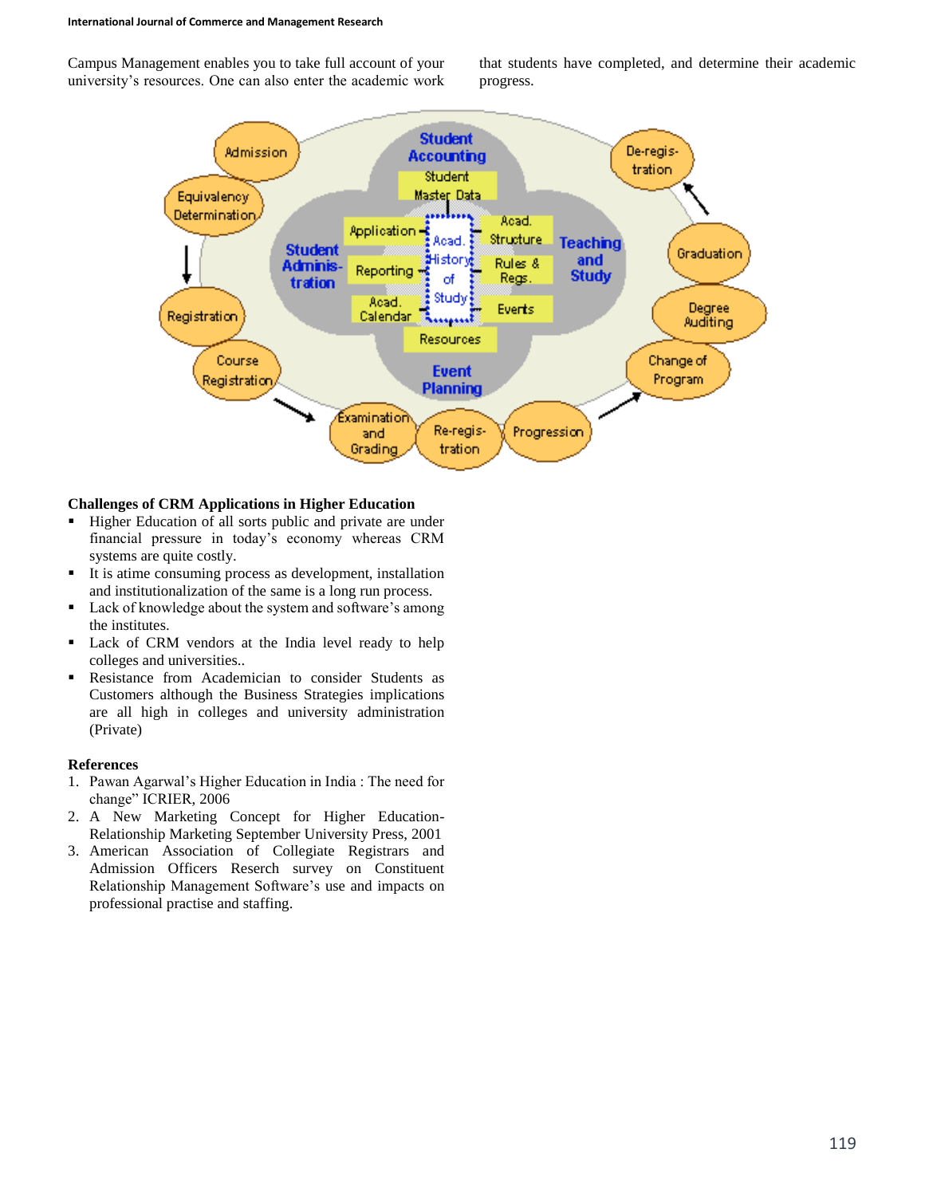Campus Management enables you to take full account of your university's resources. One can also enter the academic work that students have completed, and determine their academic progress.

Admission
Equivalency Determination
Registration
Course Registration
Examination and Grading
Re-regis-tration
Progression
Change of Program
Degree Auditing
Graduation
De-regis-tration
Student Accounting
Student Master Data
Student Adminis-tration
Application
Reporting
Acad. Calendar
Acad. History of Study
Acad. Structure
Rules & Regs.
Events
Teaching and Study
Resources
Event Planning

**Challenges of CRM Applications in Higher Education**

- Higher Education of all sorts public and private are under financial pressure in today's economy whereas CRM systems are quite costly.
- It is atime consuming process as development, installation and institutionalization of the same is a long run process.
- Lack of knowledge about the system and software's among the institutes.
- Lack of CRM vendors at the India level ready to help colleges and universities..
- Resistance from Academician to consider Students as Customers although the Business Strategies implications are all high in colleges and university administration (Private)

**References**

1. Pawan Agarwal's Higher Education in India : The need for change" ICRIER, 2006
2. A New Marketing Concept for Higher Education-Relationship Marketing September University Press, 2001
3. American Association of Collegiate Registrars and Admission Officers Reserch survey on Constituent Relationship Management Software's use and impacts on professional practise and staffing.